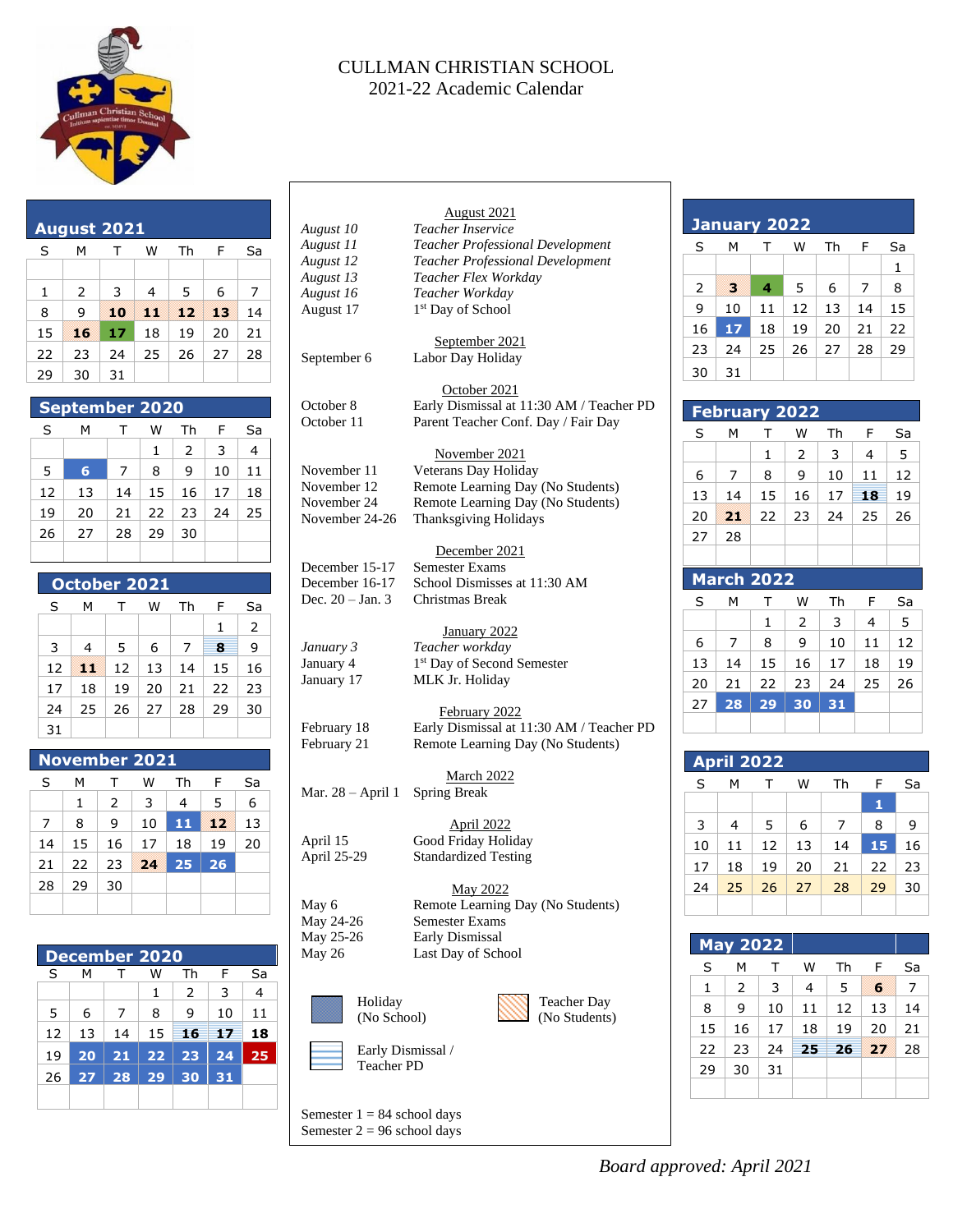# CULLMAN CHRISTIAN SCHOOL

## 2021-22 Academic Calendar

### August 2021

| S | M | T | W | Th | F | Sa |
|---|---|---|---|---|---|---|
| | | | | | | |
| 1 | 2 | 3 | 4 | 5 | 6 | 7 |
| 8 | 9 | **10** | **11** | **12** | **13** | 14 |
| 15 | **16** | **17** | 18 | 19 | 20 | 21 |
| 22 | 23 | 24 | 25 | 26 | 27 | 28 |
| 29 | 30 | 31 | | | | |

### September 2020

| S | M | T | W | Th | F | Sa |
|---|---|---|---|---|---|---|
| | | | 1 | 2 | 3 | 4 |
| 5 | **6** | 7 | 8 | 9 | 10 | 11 |
| 12 | 13 | 14 | 15 | 16 | 17 | 18 |
| 19 | 20 | 21 | 22 | 23 | 24 | 25 |
| 26 | 27 | 28 | 29 | 30 | | |

### October 2021

| S | M | T | W | Th | F | Sa |
|---|---|---|---|---|---|---|
| | | | | | 1 | 2 |
| 3 | 4 | 5 | 6 | 7 | **8** | 9 |
| 10 | **11** | 12 | 13 | 14 | 15 | 16 |
| 17 | 18 | 19 | 20 | 21 | 22 | 23 |
| 24 | 25 | 26 | 27 | 28 | 29 | 30 |
| 31 | | | | | | |

### November 2021

| S | M | T | W | Th | F | Sa |
|---|---|---|---|---|---|---|
| | 1 | 2 | 3 | 4 | 5 | 6 |
| 7 | 8 | 9 | 10 | **11** | **12** | 13 |
| 14 | 15 | 16 | 17 | 18 | 19 | 20 |
| 21 | 22 | 23 | **24** | **25** | **26** | |
| 28 | 29 | 30 | | | | |

### December 2020

| S | M | T | W | Th | F | Sa |
|---|---|---|---|---|---|---|
| | | | 1 | 2 | 3 | 4 |
| 5 | 6 | 7 | 8 | 9 | 10 | 11 |
| 12 | 13 | 14 | 15 | **16** | **17** | **18** |
| 19 | **20** | **21** | **22** | **23** | **24** | **25** |
| 26 | **27** | **28** | **29** | **30** | **31** | |

<u>August 2021</u>

| | |
|---|---|
| *August 10* | *Teacher Inservice* |
| *August 11* | *Teacher Professional Development* |
| *August 12* | *Teacher Professional Development* |
| *August 13* | *Teacher Flex Workday* |
| *August 16* | *Teacher Workday* |
| August 17 | 1st Day of School |

<u>September 2021</u>

| | |
|---|---|
| September 6 | Labor Day Holiday |

<u>October 2021</u>

| | |
|---|---|
| October 8 | Early Dismissal at 11:30 AM / Teacher PD |
| October 11 | Parent Teacher Conf. Day / Fair Day |

<u>November 2021</u>

| | |
|---|---|
| November 11 | Veterans Day Holiday |
| November 12 | Remote Learning Day (No Students) |
| November 24 | Remote Learning Day (No Students) |
| November 24-26 | Thanksgiving Holidays |

<u>December 2021</u>

| | |
|---|---|
| December 15-17 | Semester Exams |
| December 16-17 | School Dismisses at 11:30 AM |
| Dec. 20 – Jan. 3 | Christmas Break |

<u>January 2022</u>

| | |
|---|---|
| *January 3* | *Teacher workday* |
| January 4 | 1st Day of Second Semester |
| January 17 | MLK Jr. Holiday |

<u>February 2022</u>

| | |
|---|---|
| February 18 | Early Dismissal at 11:30 AM / Teacher PD |
| February 21 | Remote Learning Day (No Students) |

<u>March 2022</u>

| | |
|---|---|
| Mar. 28 – April 1 | Spring Break |

<u>April 2022</u>

| | |
|---|---|
| April 15 | Good Friday Holiday |
| April 25-29 | Standardized Testing |

<u>May 2022</u>

| | |
|---|---|
| May 6 | Remote Learning Day (No Students) |
| May 24-26 | Semester Exams |
| May 25-26 | Early Dismissal |
| May 26 | Last Day of School |

Holiday (No School) — Teacher Day (No Students) — Early Dismissal / Teacher PD

Semester 1 = 84 school days
Semester 2 = 96 school days

### January 2022

| S | M | T | W | Th | F | Sa |
|---|---|---|---|---|---|---|
| | | | | | | 1 |
| 2 | **3** | **4** | 5 | 6 | 7 | 8 |
| 9 | 10 | 11 | 12 | 13 | 14 | 15 |
| 16 | **17** | 18 | 19 | 20 | 21 | 22 |
| 23 | 24 | 25 | 26 | 27 | 28 | 29 |
| 30 | 31 | | | | | |

### February 2022

| S | M | T | W | Th | F | Sa |
|---|---|---|---|---|---|---|
| | | 1 | 2 | 3 | 4 | 5 |
| 6 | 7 | 8 | 9 | 10 | 11 | 12 |
| 13 | 14 | 15 | 16 | 17 | **18** | 19 |
| 20 | **21** | 22 | 23 | 24 | 25 | 26 |
| 27 | 28 | | | | | |

### March 2022

| S | M | T | W | Th | F | Sa |
|---|---|---|---|---|---|---|
| | | 1 | 2 | 3 | 4 | 5 |
| 6 | 7 | 8 | 9 | 10 | 11 | 12 |
| 13 | 14 | 15 | 16 | 17 | 18 | 19 |
| 20 | 21 | 22 | 23 | 24 | 25 | 26 |
| 27 | **28** | **29** | **30** | **31** | | |

### April 2022

| S | M | T | W | Th | F | Sa |
|---|---|---|---|---|---|---|
| | | | | | **1** | |
| 3 | 4 | 5 | 6 | 7 | 8 | 9 |
| 10 | 11 | 12 | 13 | 14 | **15** | 16 |
| 17 | 18 | 19 | 20 | 21 | 22 | 23 |
| 24 | 25 | 26 | 27 | 28 | 29 | 30 |

### May 2022

| S | M | T | W | Th | F | Sa |
|---|---|---|---|---|---|---|
| 1 | 2 | 3 | 4 | 5 | **6** | 7 |
| 8 | 9 | 10 | 11 | 12 | 13 | 14 |
| 15 | 16 | 17 | 18 | 19 | 20 | 21 |
| 22 | 23 | 24 | **25** | **26** | **27** | 28 |
| 29 | 30 | 31 | | | | |

*Board approved: April 2021*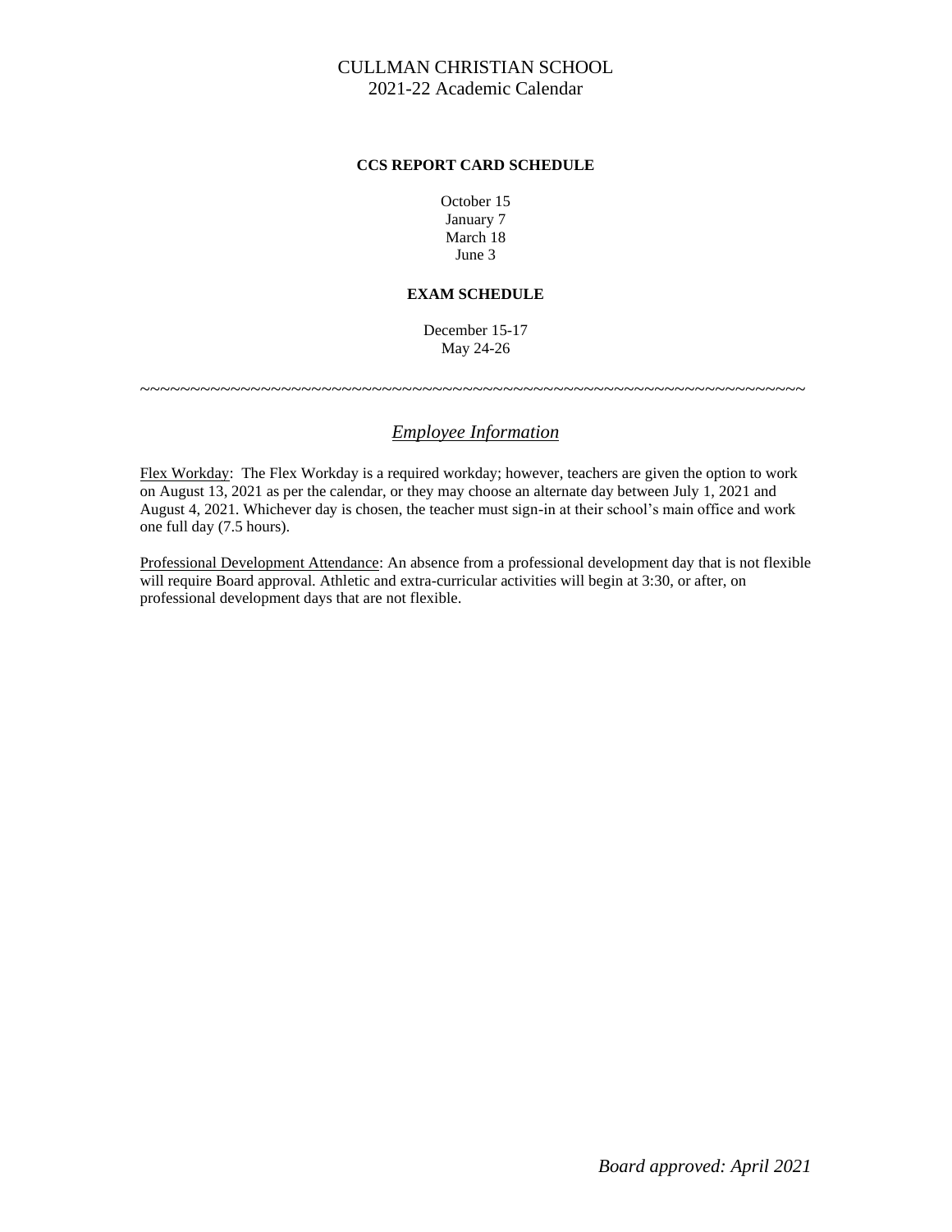# CULLMAN CHRISTIAN SCHOOL
2021-22 Academic Calendar

**CCS REPORT CARD SCHEDULE**

October 15
January 7
March 18
June 3

**EXAM SCHEDULE**

December 15-17
May 24-26

~~~~~~~~~~~~~~~~~~~~~~~~~~~~~~~~~~~~~~~~~~~~~~~~~~~~~~~~~~~~~~~~~~~~~~~~

## *Employee Information*

Flex Workday: The Flex Workday is a required workday; however, teachers are given the option to work on August 13, 2021 as per the calendar, or they may choose an alternate day between July 1, 2021 and August 4, 2021. Whichever day is chosen, the teacher must sign-in at their school's main office and work one full day (7.5 hours).

Professional Development Attendance: An absence from a professional development day that is not flexible will require Board approval. Athletic and extra-curricular activities will begin at 3:30, or after, on professional development days that are not flexible.

*Board approved: April 2021*